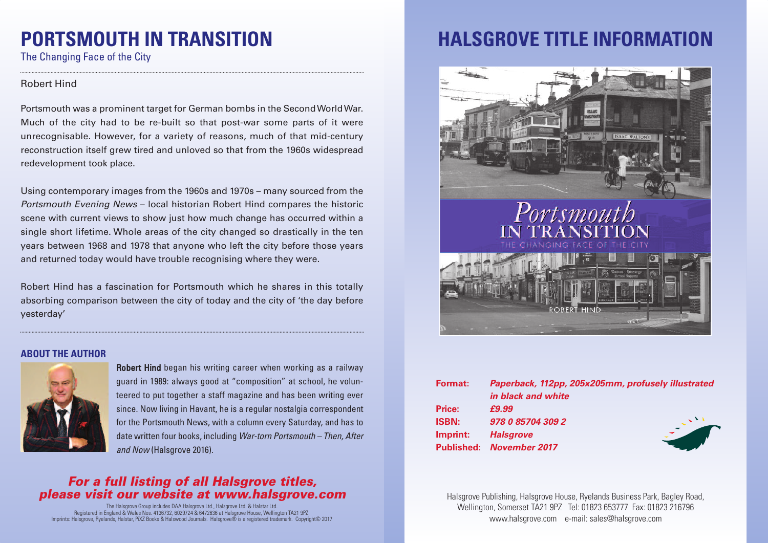# PORTSMOUTH IN TRANSITION

The Changing Face of the City

Robert Hind

Portsmouth was a prominent target for German bombs in the Second World War. Much of the city had to be re-built so that post-war some parts of it were unrecognisable. However, for a variety of reasons, much of that mid-century reconstruction itself grew tired and unloved so that from the 1960s widespread redevelopment took place.

Using contemporary images from the 1960s and 1970s – many sourced from the *Portsmouth Evening News* – local historian Robert Hind compares the historic scene with current views to show just how much change has occurred within a single short lifetime. Whole areas of the city changed so drastically in the ten years between 1968 and 1978 that anyone who left the city before those years and returned today would have trouble recognising where they were.

Robert Hind has a fascination for Portsmouth which he shares in this totally absorbing comparison between the city of today and the city of 'the day before yesterday'

## ABOUT THE AUTHOR

**Robert Hind** began his writing career when working as a railway guard in 1989: always good at "composition" at school, he volunteered to put together a staff magazine and has been writing ever since. Now living in Havant, he is a regular nostalgia correspondent for the Portsmouth News, with a column every Saturday, and has to date written four books, including *War-torn Portsmouth – Then, After and Now* (Halsgrove 2016).

***For a full listing of all Halsgrove titles, please visit our website at www.halsgrove.com***

The Halsgrove Group includes DAA Halsgrove Ltd., Halsgrove Ltd. & Halstar Ltd.
Registered in England & Wales Nos. 4136732, 6029724 & 6472636 at Halsgrove House, Wellington TA21 9PZ.
Imprints: Halsgrove, Ryelands, Halstar, PiXZ Books & Halswood Journals. Halsgrove® is a registered trademark. Copyright© 2017

# HALSGROVE TITLE INFORMATION

Portsmouth IN TRANSITION
THE CHANGING FACE OF THE CITY
ROBERT HIND

**Format:** ***Paperback, 112pp, 205x205mm, profusely illustrated in black and white***
**Price:** ***£9.99***
**ISBN:** ***978 0 85704 309 2***
**Imprint:** ***Halsgrove***
**Published:** ***November 2017***

Halsgrove Publishing, Halsgrove House, Ryelands Business Park, Bagley Road, Wellington, Somerset TA21 9PZ Tel: 01823 653777 Fax: 01823 216796
www.halsgrove.com e-mail: sales@halsgrove.com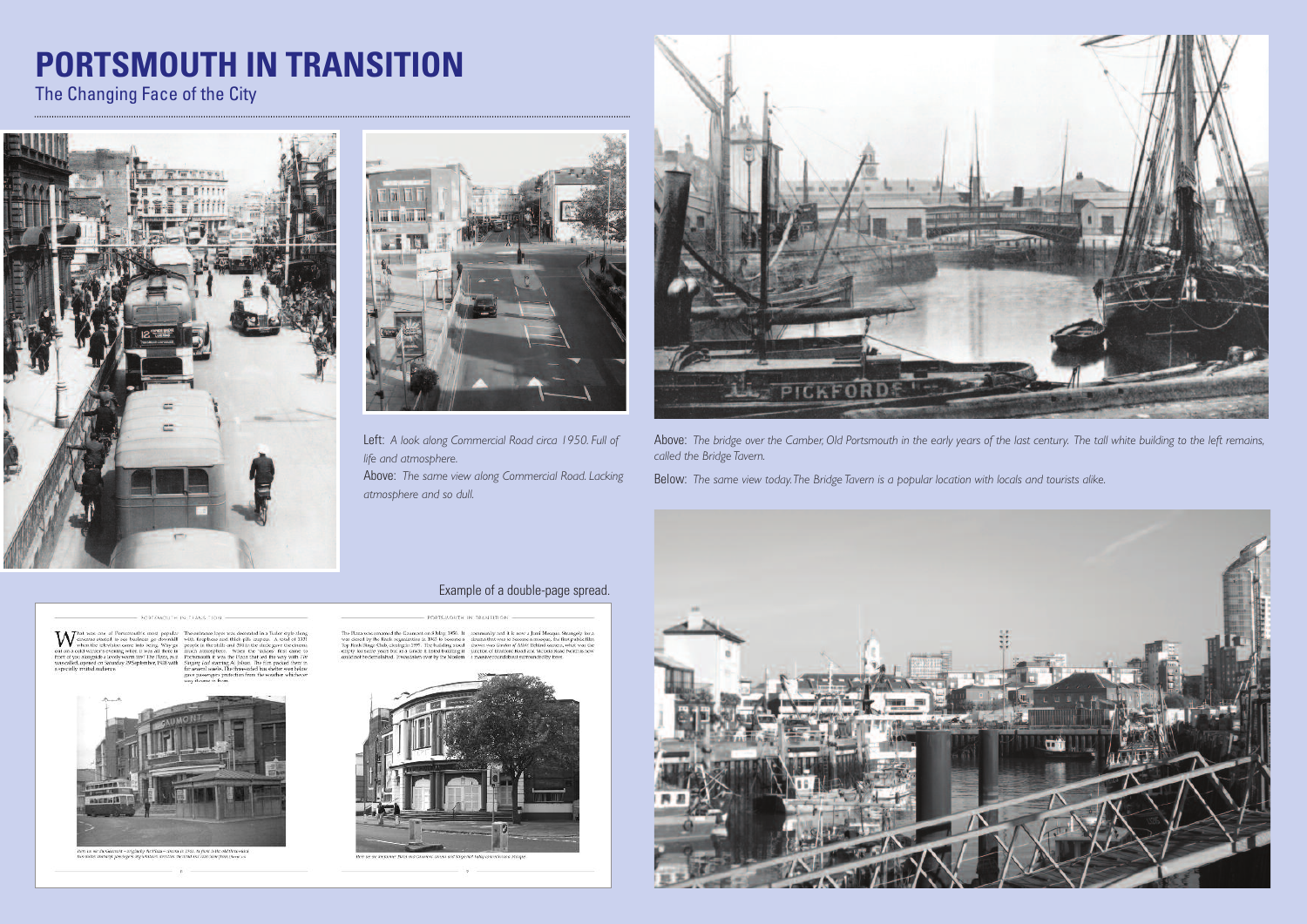# PORTSMOUTH IN TRANSITION

## The Changing Face of the City

Left: *A look along Commercial Road circa 1950. Full of life and atmosphere.*

Above: *The same view along Commercial Road. Lacking atmosphere and so dull.*

Above: *The bridge over the Camber, Old Portsmouth in the early years of the last century. The tall white building to the left remains, called the Bridge Tavern.*

Below: *The same view today. The Bridge Tavern is a popular location with locals and tourists alike.*

Example of a double-page spread.